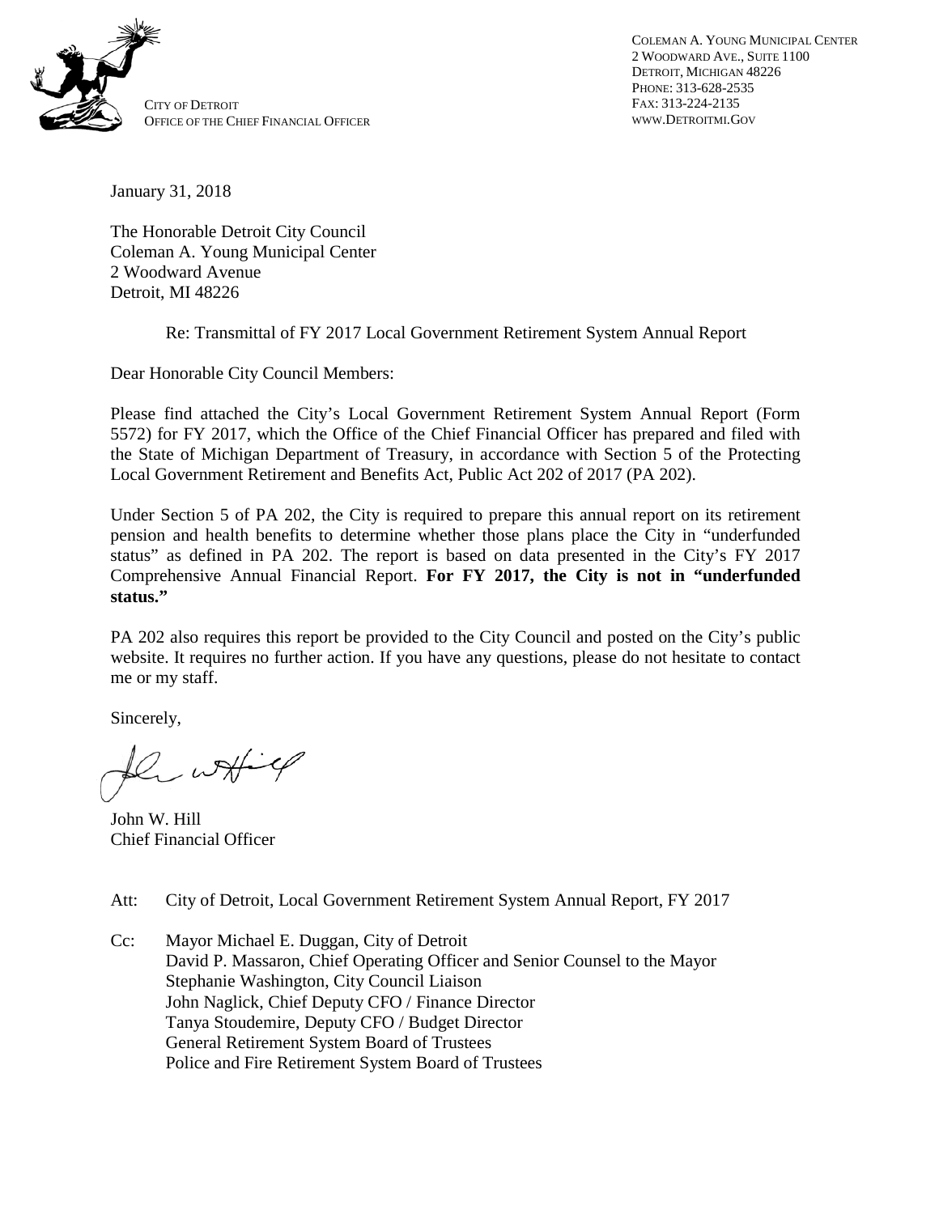CITY OF DETROIT
OFFICE OF THE CHIEF FINANCIAL OFFICER

COLEMAN A. YOUNG MUNICIPAL CENTER
2 WOODWARD AVE., SUITE 1100
DETROIT, MICHIGAN 48226
PHONE: 313-628-2535
FAX: 313-224-2135
WWW.DETROITMI.GOV

January 31, 2018

The Honorable Detroit City Council
Coleman A. Young Municipal Center
2 Woodward Avenue
Detroit, MI 48226

Re: Transmittal of FY 2017 Local Government Retirement System Annual Report

Dear Honorable City Council Members:

Please find attached the City's Local Government Retirement System Annual Report (Form 5572) for FY 2017, which the Office of the Chief Financial Officer has prepared and filed with the State of Michigan Department of Treasury, in accordance with Section 5 of the Protecting Local Government Retirement and Benefits Act, Public Act 202 of 2017 (PA 202).

Under Section 5 of PA 202, the City is required to prepare this annual report on its retirement pension and health benefits to determine whether those plans place the City in "underfunded status" as defined in PA 202. The report is based on data presented in the City's FY 2017 Comprehensive Annual Financial Report. **For FY 2017, the City is not in "underfunded status."**

PA 202 also requires this report be provided to the City Council and posted on the City's public website. It requires no further action. If you have any questions, please do not hesitate to contact me or my staff.

Sincerely,

John W. Hill
Chief Financial Officer

Att: City of Detroit, Local Government Retirement System Annual Report, FY 2017

Cc: Mayor Michael E. Duggan, City of Detroit
David P. Massaron, Chief Operating Officer and Senior Counsel to the Mayor
Stephanie Washington, City Council Liaison
John Naglick, Chief Deputy CFO / Finance Director
Tanya Stoudemire, Deputy CFO / Budget Director
General Retirement System Board of Trustees
Police and Fire Retirement System Board of Trustees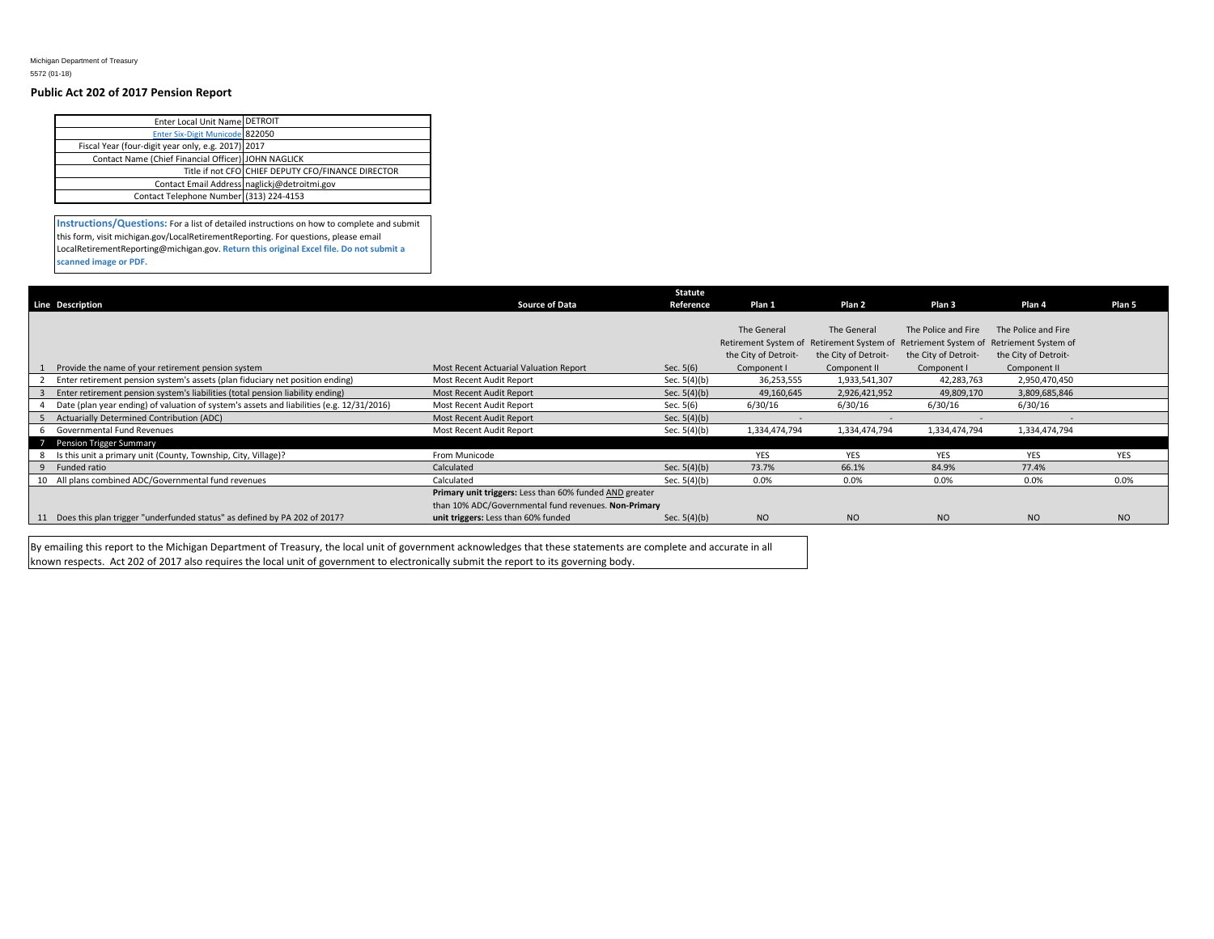Michigan Department of Treasury
5572 (01-18)

## Public Act 202 of 2017 Pension Report

| | |
|---|---|
| Enter Local Unit Name | DETROIT |
| Enter Six-Digit Municode | 822050 |
| Fiscal Year (four-digit year only, e.g. 2017) | 2017 |
| Contact Name (Chief Financial Officer) | JOHN NAGLICK |
| Title if not CFO | CHIEF DEPUTY CFO/FINANCE DIRECTOR |
| Contact Email Address | naglickj@detroitmi.gov |
| Contact Telephone Number | (313) 224-4153 |

**Instructions/Questions:** For a list of detailed instructions on how to complete and submit this form, visit michigan.gov/LocalRetirementReporting. For questions, please email LocalRetirementReporting@michigan.gov. **Return this original Excel file. Do not submit a scanned image or PDF.**

| Line | Description | Source of Data | Statute Reference | Plan 1 | Plan 2 | Plan 3 | Plan 4 | Plan 5 |
|---|---|---|---|---|---|---|---|---|
| 1 | Provide the name of your retirement pension system | Most Recent Actuarial Valuation Report | Sec. 5(6) | The General Retirement System of the City of Detroit-Component I | The General Retirement System of the City of Detroit-Component II | The Police and Fire Retirement System of the City of Detroit-Component I | The Police and Fire Retirement System of the City of Detroit-Component II | |
| 2 | Enter retirement pension system's assets (plan fiduciary net position ending) | Most Recent Audit Report | Sec. 5(4)(b) | 36,253,555 | 1,933,541,307 | 42,283,763 | 2,950,470,450 | |
| 3 | Enter retirement pension system's liabilities (total pension liability ending) | Most Recent Audit Report | Sec. 5(4)(b) | 49,160,645 | 2,926,421,952 | 49,809,170 | 3,809,685,846 | |
| 4 | Date (plan year ending) of valuation of system's assets and liabilities (e.g. 12/31/2016) | Most Recent Audit Report | Sec. 5(6) | 6/30/16 | 6/30/16 | 6/30/16 | 6/30/16 | |
| 5 | Actuarially Determined Contribution (ADC) | Most Recent Audit Report | Sec. 5(4)(b) | - | - | - | - | |
| 6 | Governmental Fund Revenues | Most Recent Audit Report | Sec. 5(4)(b) | 1,334,474,794 | 1,334,474,794 | 1,334,474,794 | 1,334,474,794 | |
| 7 | Pension Trigger Summary | | | | | | | |
| 8 | Is this unit a primary unit (County, Township, City, Village)? | From Municode | | YES | YES | YES | YES | YES |
| 9 | Funded ratio | Calculated | Sec. 5(4)(b) | 73.7% | 66.1% | 84.9% | 77.4% | |
| 10 | All plans combined ADC/Governmental fund revenues | Calculated | Sec. 5(4)(b) | 0.0% | 0.0% | 0.0% | 0.0% | 0.0% |
| 11 | Does this plan trigger "underfunded status" as defined by PA 202 of 2017? | **Primary unit triggers:** Less than 60% funded AND greater than 10% ADC/Governmental fund revenues. **Non-Primary unit triggers:** Less than 60% funded | Sec. 5(4)(b) | NO | NO | NO | NO | NO |

By emailing this report to the Michigan Department of Treasury, the local unit of government acknowledges that these statements are complete and accurate in all known respects. Act 202 of 2017 also requires the local unit of government to electronically submit the report to its governing body.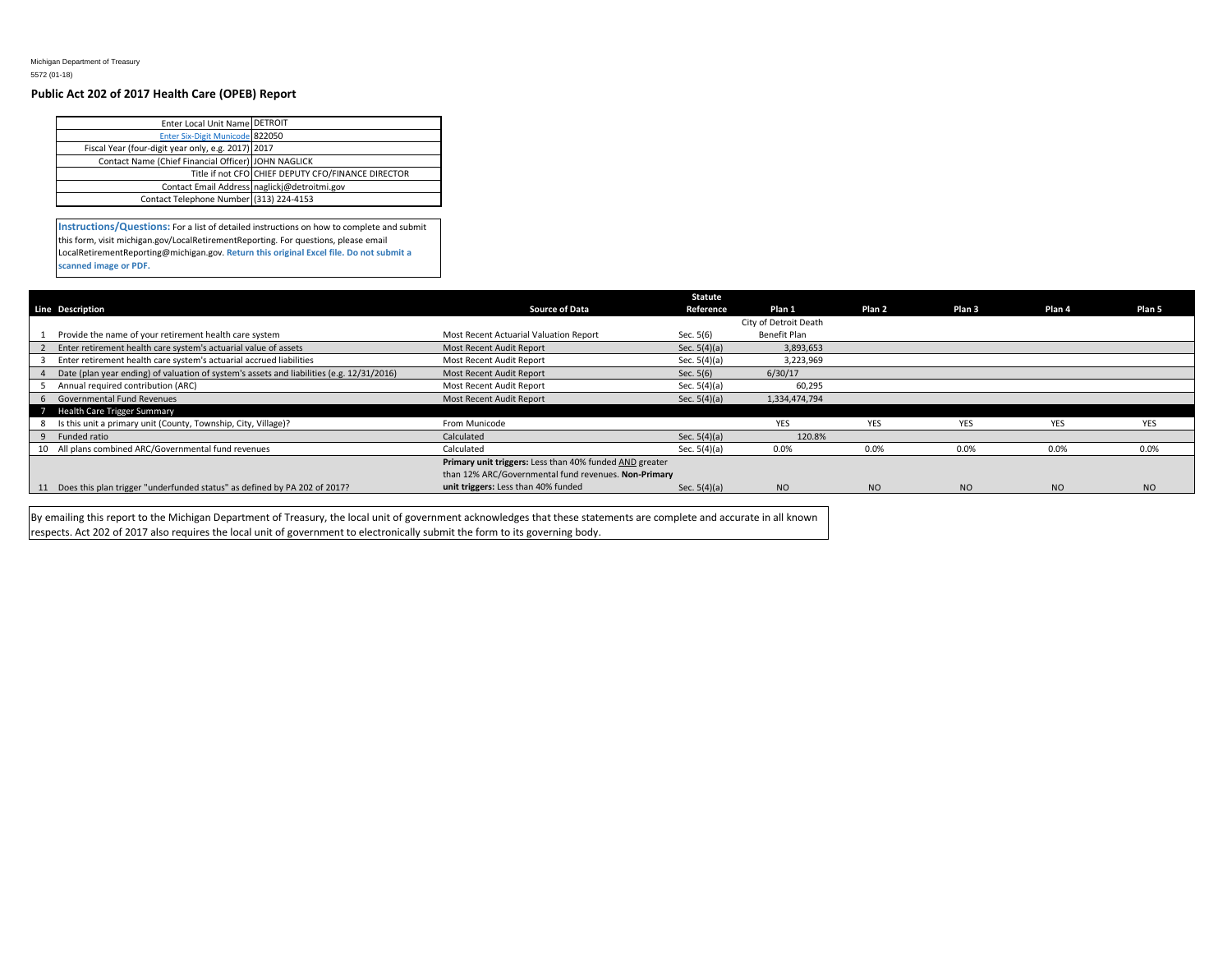Michigan Department of Treasury
5572 (01-18)

**Public Act 202 of 2017 Health Care (OPEB) Report**

| | |
|---|---|
| Enter Local Unit Name | DETROIT |
| Enter Six-Digit Municode | 822050 |
| Fiscal Year (four-digit year only, e.g. 2017) | 2017 |
| Contact Name (Chief Financial Officer) | JOHN NAGLICK |
| Title if not CFO | CHIEF DEPUTY CFO/FINANCE DIRECTOR |
| Contact Email Address | naglickj@detroitmi.gov |
| Contact Telephone Number | (313) 224-4153 |

**Instructions/Questions:** For a list of detailed instructions on how to complete and submit this form, visit michigan.gov/LocalRetirementReporting. For questions, please email LocalRetirementReporting@michigan.gov. **Return this original Excel file. Do not submit a scanned image or PDF.**

| Line | Description | Source of Data | Statute Reference | Plan 1 | Plan 2 | Plan 3 | Plan 4 | Plan 5 |
|---|---|---|---|---|---|---|---|---|
| 1 | Provide the name of your retirement health care system | Most Recent Actuarial Valuation Report | Sec. 5(6) | City of Detroit Death Benefit Plan | | | | |
| 2 | Enter retirement health care system's actuarial value of assets | Most Recent Audit Report | Sec. 5(4)(a) | 3,893,653 | | | | |
| 3 | Enter retirement health care system's actuarial accrued liabilities | Most Recent Audit Report | Sec. 5(4)(a) | 3,223,969 | | | | |
| 4 | Date (plan year ending) of valuation of system's assets and liabilities (e.g. 12/31/2016) | Most Recent Audit Report | Sec. 5(6) | 6/30/17 | | | | |
| 5 | Annual required contribution (ARC) | Most Recent Audit Report | Sec. 5(4)(a) | 60,295 | | | | |
| 6 | Governmental Fund Revenues | Most Recent Audit Report | Sec. 5(4)(a) | 1,334,474,794 | | | | |
| 7 | Health Care Trigger Summary | | | | | | | |
| 8 | Is this unit a primary unit (County, Township, City, Village)? | From Municode | | YES | YES | YES | YES | YES |
| 9 | Funded ratio | Calculated | Sec. 5(4)(a) | 120.8% | | | | |
| 10 | All plans combined ARC/Governmental fund revenues | Calculated | Sec. 5(4)(a) | 0.0% | 0.0% | 0.0% | 0.0% | 0.0% |
| 11 | Does this plan trigger "underfunded status" as defined by PA 202 of 2017? | **Primary unit triggers:** Less than 40% funded AND greater than 12% ARC/Governmental fund revenues. **Non-Primary unit triggers:** Less than 40% funded | Sec. 5(4)(a) | NO | NO | NO | NO | NO |

By emailing this report to the Michigan Department of Treasury, the local unit of government acknowledges that these statements are complete and accurate in all known respects. Act 202 of 2017 also requires the local unit of government to electronically submit the form to its governing body.